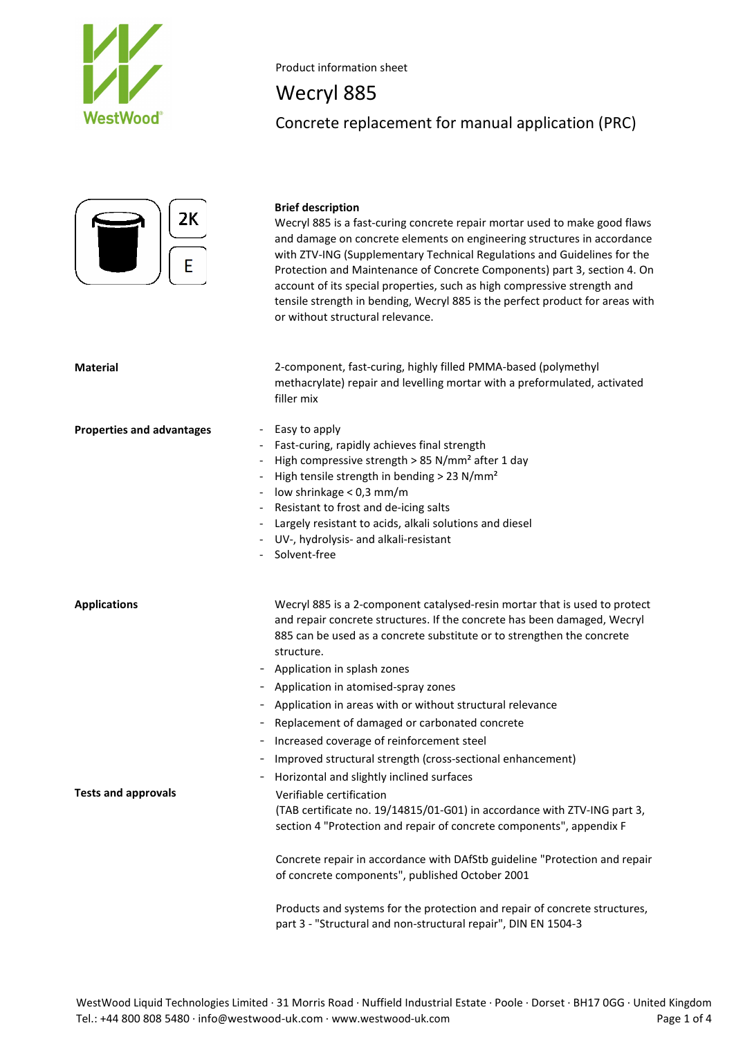Product information sheet

# Wecryl 885

## Concrete replacement for manual application (PRC)

2K

E

**Brief description**

Wecryl 885 is a fast-curing concrete repair mortar used to make good flaws and damage on concrete elements on engineering structures in accordance with ZTV-ING (Supplementary Technical Regulations and Guidelines for the Protection and Maintenance of Concrete Components) part 3, section 4. On account of its special properties, such as high compressive strength and tensile strength in bending, Wecryl 885 is the perfect product for areas with or without structural relevance.

**Material**

2-component, fast-curing, highly filled PMMA-based (polymethyl methacrylate) repair and levelling mortar with a preformulated, activated filler mix

**Properties and advantages**

- Easy to apply
- Fast-curing, rapidly achieves final strength
- High compressive strength > 85 N/mm² after 1 day
- High tensile strength in bending > 23 N/mm²
- low shrinkage < 0,3 mm/m
- Resistant to frost and de-icing salts
- Largely resistant to acids, alkali solutions and diesel
- UV-, hydrolysis- and alkali-resistant
- Solvent-free

**Applications**

Wecryl 885 is a 2-component catalysed-resin mortar that is used to protect and repair concrete structures. If the concrete has been damaged, Wecryl 885 can be used as a concrete substitute or to strengthen the concrete structure.

- Application in splash zones
- Application in atomised-spray zones
- Application in areas with or without structural relevance
- Replacement of damaged or carbonated concrete
- Increased coverage of reinforcement steel
- Improved structural strength (cross-sectional enhancement)
- Horizontal and slightly inclined surfaces

**Tests and approvals**

Verifiable certification
(TAB certificate no. 19/14815/01-G01) in accordance with ZTV-ING part 3, section 4 "Protection and repair of concrete components", appendix F

Concrete repair in accordance with DAfStb guideline "Protection and repair of concrete components", published October 2001

Products and systems for the protection and repair of concrete structures, part 3 - "Structural and non-structural repair", DIN EN 1504-3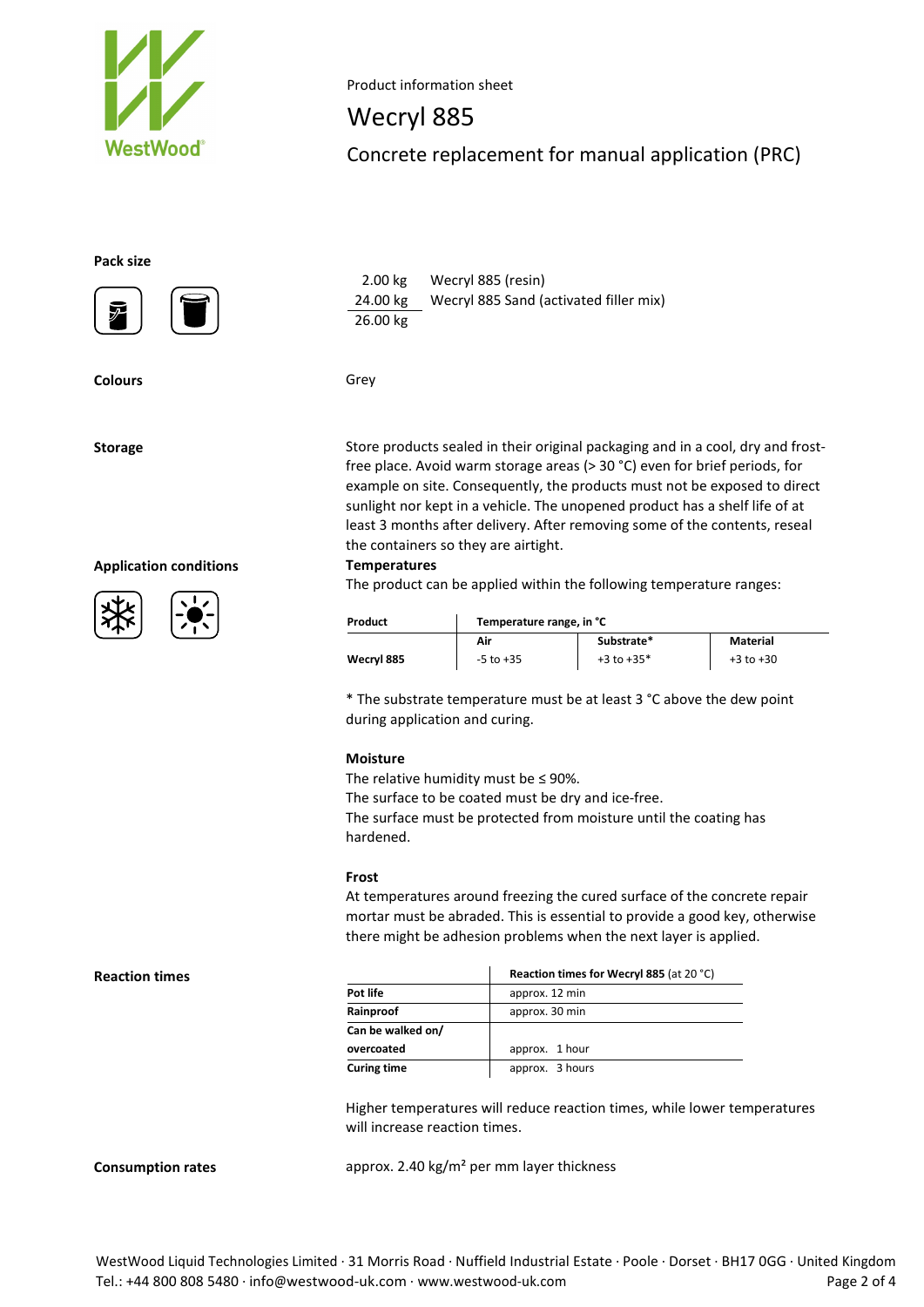Product information sheet

# Wecryl 885

## Concrete replacement for manual application (PRC)

**Pack size**

| | |
|---|---|
| 2.00 kg | Wecryl 885 (resin) |
| 24.00 kg | Wecryl 885 Sand (activated filler mix) |
| 26.00 kg | |

**Colours**

Grey

**Storage**

Store products sealed in their original packaging and in a cool, dry and frost-free place. Avoid warm storage areas (> 30 °C) even for brief periods, for example on site. Consequently, the products must not be exposed to direct sunlight nor kept in a vehicle. The unopened product has a shelf life of at least 3 months after delivery. After removing some of the contents, reseal the containers so they are airtight.

**Application conditions**

**Temperatures**

The product can be applied within the following temperature ranges:

| Product | Temperature range, in °C | | |
|---|---|---|---|
| | Air | Substrate* | Material |
| Wecryl 885 | -5 to +35 | +3 to +35* | +3 to +30 |

* The substrate temperature must be at least 3 °C above the dew point during application and curing.

**Moisture**

The relative humidity must be ≤ 90%.
The surface to be coated must be dry and ice-free.
The surface must be protected from moisture until the coating has hardened.

**Frost**

At temperatures around freezing the cured surface of the concrete repair mortar must be abraded. This is essential to provide a good key, otherwise there might be adhesion problems when the next layer is applied.

**Reaction times**

| | Reaction times for Wecryl 885 (at 20 °C) |
|---|---|
| Pot life | approx. 12 min |
| Rainproof | approx. 30 min |
| Can be walked on/ overcoated | approx. 1 hour |
| Curing time | approx. 3 hours |

Higher temperatures will reduce reaction times, while lower temperatures will increase reaction times.

**Consumption rates**

approx. 2.40 kg/m² per mm layer thickness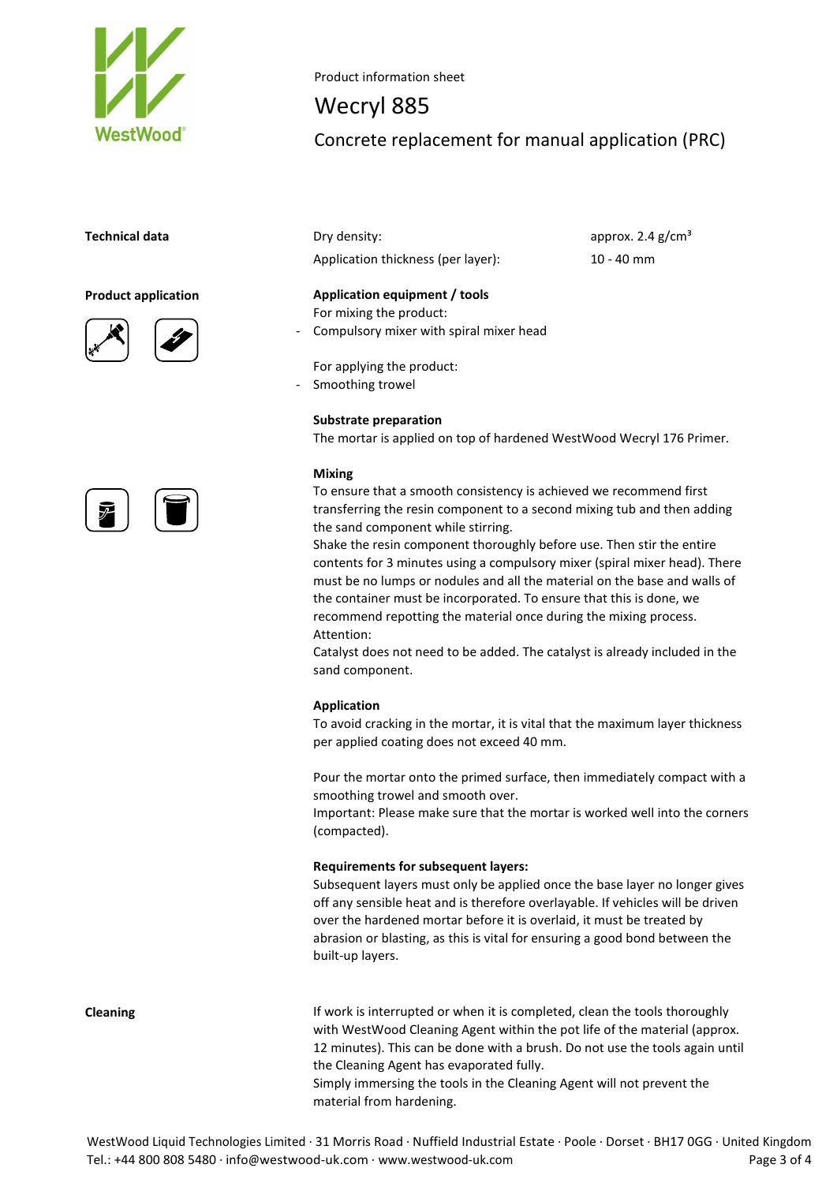Product information sheet

# Wecryl 885

## Concrete replacement for manual application (PRC)

**Technical data**

| | |
|---|---|
| Dry density: | approx. 2.4 g/cm³ |
| Application thickness (per layer): | 10 - 40 mm |

**Product application**

**Application equipment / tools**

For mixing the product:

- Compulsory mixer with spiral mixer head

For applying the product:

- Smoothing trowel

**Substrate preparation**

The mortar is applied on top of hardened WestWood Wecryl 176 Primer.

**Mixing**

To ensure that a smooth consistency is achieved we recommend first transferring the resin component to a second mixing tub and then adding the sand component while stirring.

Shake the resin component thoroughly before use. Then stir the entire contents for 3 minutes using a compulsory mixer (spiral mixer head). There must be no lumps or nodules and all the material on the base and walls of the container must be incorporated. To ensure that this is done, we recommend repotting the material once during the mixing process.

Attention:

Catalyst does not need to be added. The catalyst is already included in the sand component.

**Application**

To avoid cracking in the mortar, it is vital that the maximum layer thickness per applied coating does not exceed 40 mm.

Pour the mortar onto the primed surface, then immediately compact with a smoothing trowel and smooth over.

Important: Please make sure that the mortar is worked well into the corners (compacted).

**Requirements for subsequent layers:**

Subsequent layers must only be applied once the base layer no longer gives off any sensible heat and is therefore overlayable. If vehicles will be driven over the hardened mortar before it is overlaid, it must be treated by abrasion or blasting, as this is vital for ensuring a good bond between the built-up layers.

**Cleaning**

If work is interrupted or when it is completed, clean the tools thoroughly with WestWood Cleaning Agent within the pot life of the material (approx. 12 minutes). This can be done with a brush. Do not use the tools again until the Cleaning Agent has evaporated fully.

Simply immersing the tools in the Cleaning Agent will not prevent the material from hardening.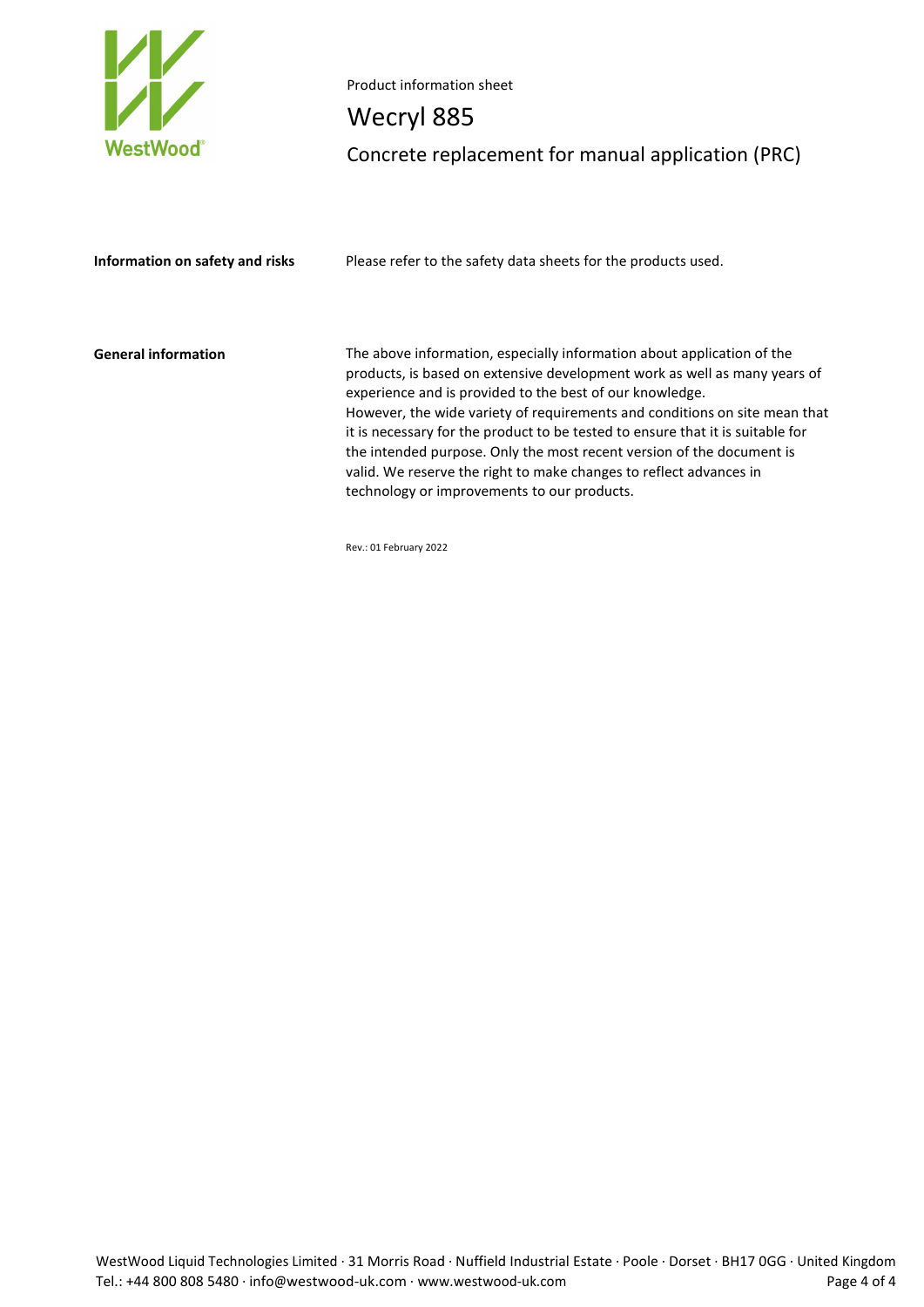Product information sheet

# Wecryl 885

## Concrete replacement for manual application (PRC)

**Information on safety and risks**

Please refer to the safety data sheets for the products used.

**General information**

The above information, especially information about application of the products, is based on extensive development work as well as many years of experience and is provided to the best of our knowledge.
However, the wide variety of requirements and conditions on site mean that it is necessary for the product to be tested to ensure that it is suitable for the intended purpose. Only the most recent version of the document is valid. We reserve the right to make changes to reflect advances in technology or improvements to our products.

Rev.: 01 February 2022